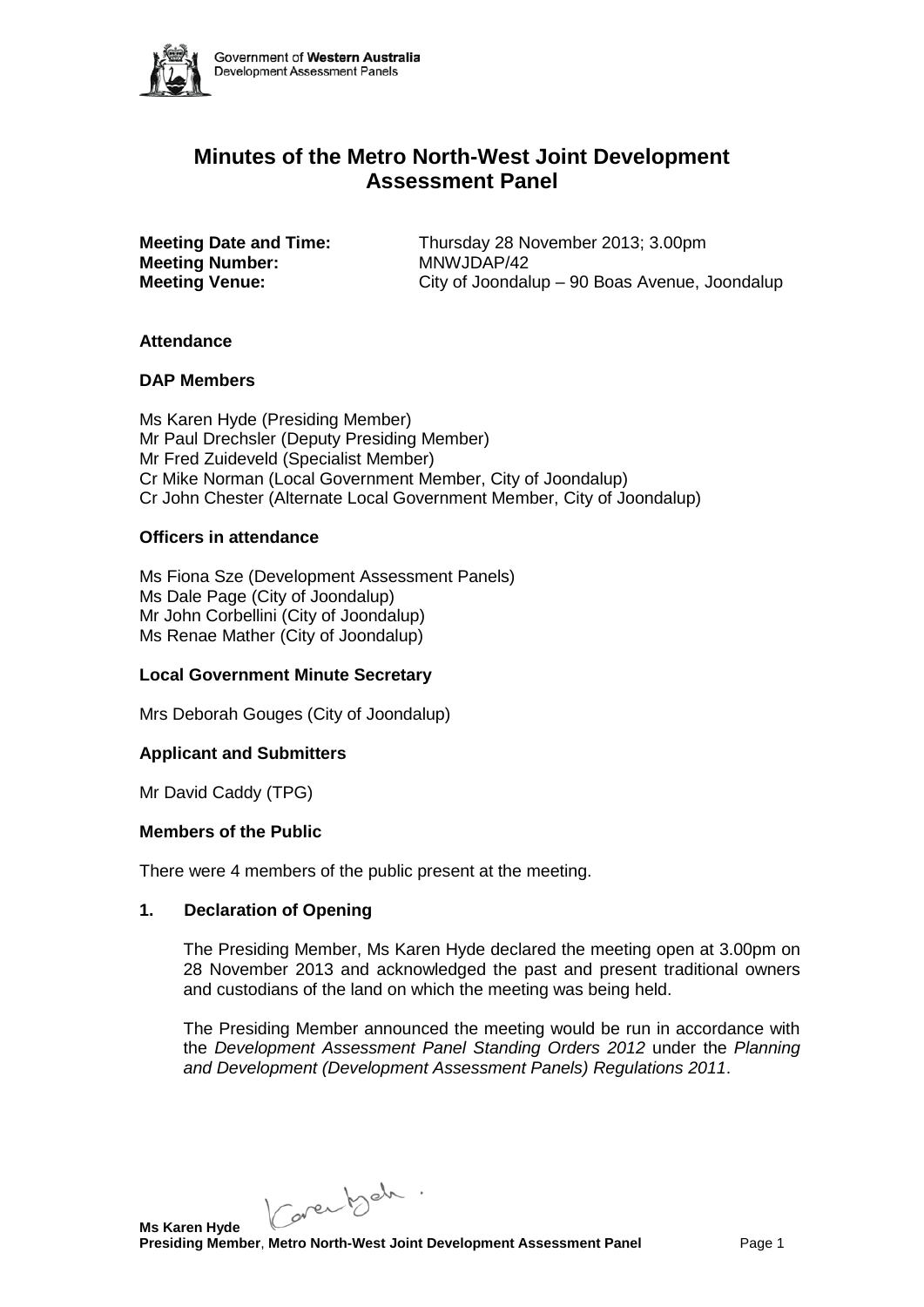# Minutes of the Metro North-West Joint Development Assessment Panel

**Meeting Date and Time:** Thursday 28 November 2013; 3.00pm
**Meeting Number:** MNWJDAP/42
**Meeting Venue:** City of Joondalup – 90 Boas Avenue, Joondalup

### Attendance

### DAP Members

Ms Karen Hyde (Presiding Member)
Mr Paul Drechsler (Deputy Presiding Member)
Mr Fred Zuideveld (Specialist Member)
Cr Mike Norman (Local Government Member, City of Joondalup)
Cr John Chester (Alternate Local Government Member, City of Joondalup)

### Officers in attendance

Ms Fiona Sze (Development Assessment Panels)
Ms Dale Page (City of Joondalup)
Mr John Corbellini (City of Joondalup)
Ms Renae Mather (City of Joondalup)

### Local Government Minute Secretary

Mrs Deborah Gouges (City of Joondalup)

### Applicant and Submitters

Mr David Caddy (TPG)

### Members of the Public

There were 4 members of the public present at the meeting.

### 1. Declaration of Opening

The Presiding Member, Ms Karen Hyde declared the meeting open at 3.00pm on 28 November 2013 and acknowledged the past and present traditional owners and custodians of the land on which the meeting was being held.

The Presiding Member announced the meeting would be run in accordance with the *Development Assessment Panel Standing Orders 2012* under the *Planning and Development (Development Assessment Panels) Regulations 2011*.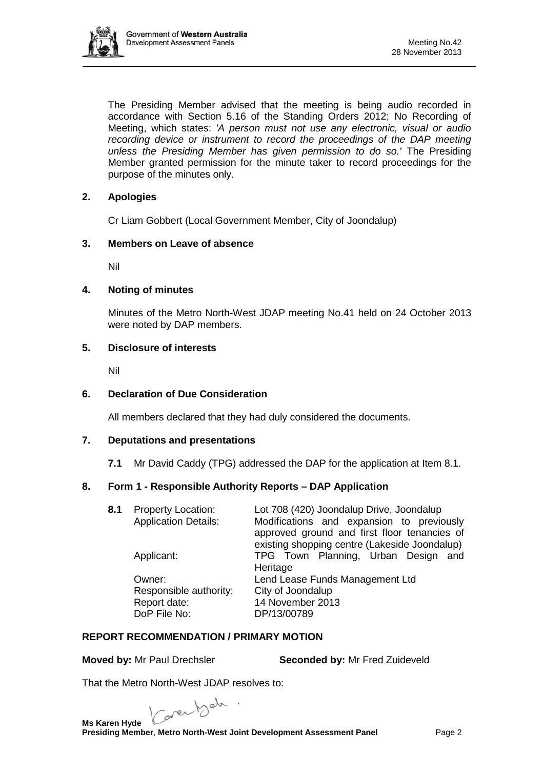The Presiding Member advised that the meeting is being audio recorded in accordance with Section 5.16 of the Standing Orders 2012; No Recording of Meeting, which states: *'A person must not use any electronic, visual or audio recording device or instrument to record the proceedings of the DAP meeting unless the Presiding Member has given permission to do so.'* The Presiding Member granted permission for the minute taker to record proceedings for the purpose of the minutes only.

## 2. Apologies

Cr Liam Gobbert (Local Government Member, City of Joondalup)

## 3. Members on Leave of absence

Nil

## 4. Noting of minutes

Minutes of the Metro North-West JDAP meeting No.41 held on 24 October 2013 were noted by DAP members.

## 5. Disclosure of interests

Nil

## 6. Declaration of Due Consideration

All members declared that they had duly considered the documents.

## 7. Deputations and presentations

**7.1** Mr David Caddy (TPG) addressed the DAP for the application at Item 8.1.

## 8. Form 1 - Responsible Authority Reports – DAP Application

| **8.1** | Property Location: | Lot 708 (420) Joondalup Drive, Joondalup |
|---|---|---|
| | Application Details: | Modifications and expansion to previously approved ground and first floor tenancies of existing shopping centre (Lakeside Joondalup) |
| | Applicant: | TPG Town Planning, Urban Design and Heritage |
| | Owner: | Lend Lease Funds Management Ltd |
| | Responsible authority: | City of Joondalup |
| | Report date: | 14 November 2013 |
| | DoP File No: | DP/13/00789 |

**REPORT RECOMMENDATION / PRIMARY MOTION**

**Moved by:** Mr Paul Drechsler **Seconded by:** Mr Fred Zuideveld

That the Metro North-West JDAP resolves to:

**Ms Karen Hyde**
**Presiding Member**, **Metro North-West Joint Development Assessment Panel**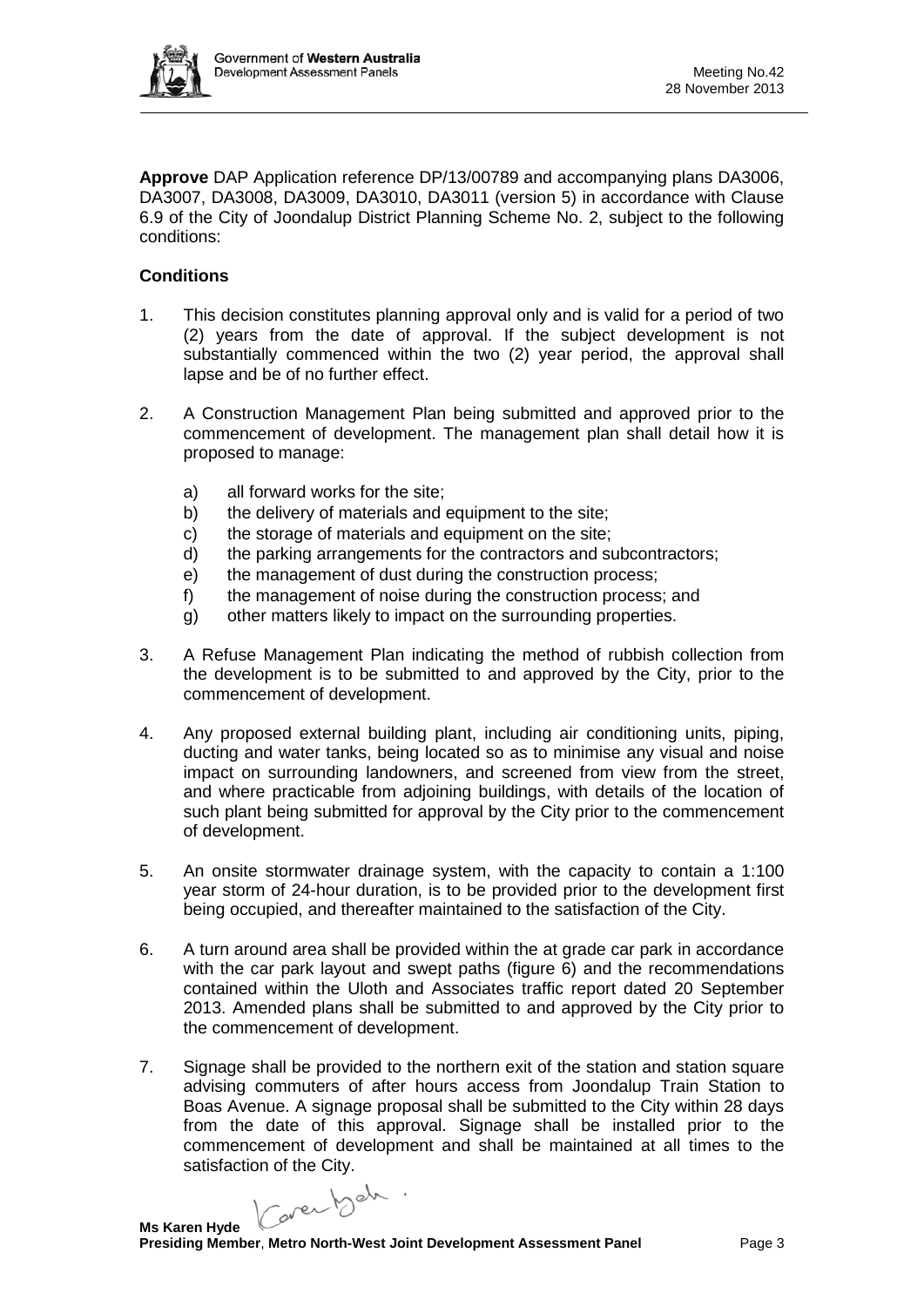**Approve** DAP Application reference DP/13/00789 and accompanying plans DA3006, DA3007, DA3008, DA3009, DA3010, DA3011 (version 5) in accordance with Clause 6.9 of the City of Joondalup District Planning Scheme No. 2, subject to the following conditions:

**Conditions**

1. This decision constitutes planning approval only and is valid for a period of two (2) years from the date of approval. If the subject development is not substantially commenced within the two (2) year period, the approval shall lapse and be of no further effect.

2. A Construction Management Plan being submitted and approved prior to the commencement of development. The management plan shall detail how it is proposed to manage:

   a) all forward works for the site;
   b) the delivery of materials and equipment to the site;
   c) the storage of materials and equipment on the site;
   d) the parking arrangements for the contractors and subcontractors;
   e) the management of dust during the construction process;
   f) the management of noise during the construction process; and
   g) other matters likely to impact on the surrounding properties.

3. A Refuse Management Plan indicating the method of rubbish collection from the development is to be submitted to and approved by the City, prior to the commencement of development.

4. Any proposed external building plant, including air conditioning units, piping, ducting and water tanks, being located so as to minimise any visual and noise impact on surrounding landowners, and screened from view from the street, and where practicable from adjoining buildings, with details of the location of such plant being submitted for approval by the City prior to the commencement of development.

5. An onsite stormwater drainage system, with the capacity to contain a 1:100 year storm of 24-hour duration, is to be provided prior to the development first being occupied, and thereafter maintained to the satisfaction of the City.

6. A turn around area shall be provided within the at grade car park in accordance with the car park layout and swept paths (figure 6) and the recommendations contained within the Uloth and Associates traffic report dated 20 September 2013. Amended plans shall be submitted to and approved by the City prior to the commencement of development.

7. Signage shall be provided to the northern exit of the station and station square advising commuters of after hours access from Joondalup Train Station to Boas Avenue. A signage proposal shall be submitted to the City within 28 days from the date of this approval. Signage shall be installed prior to the commencement of development and shall be maintained at all times to the satisfaction of the City.

**Ms Karen Hyde**
**Presiding Member**, **Metro North-West Joint Development Assessment Panel**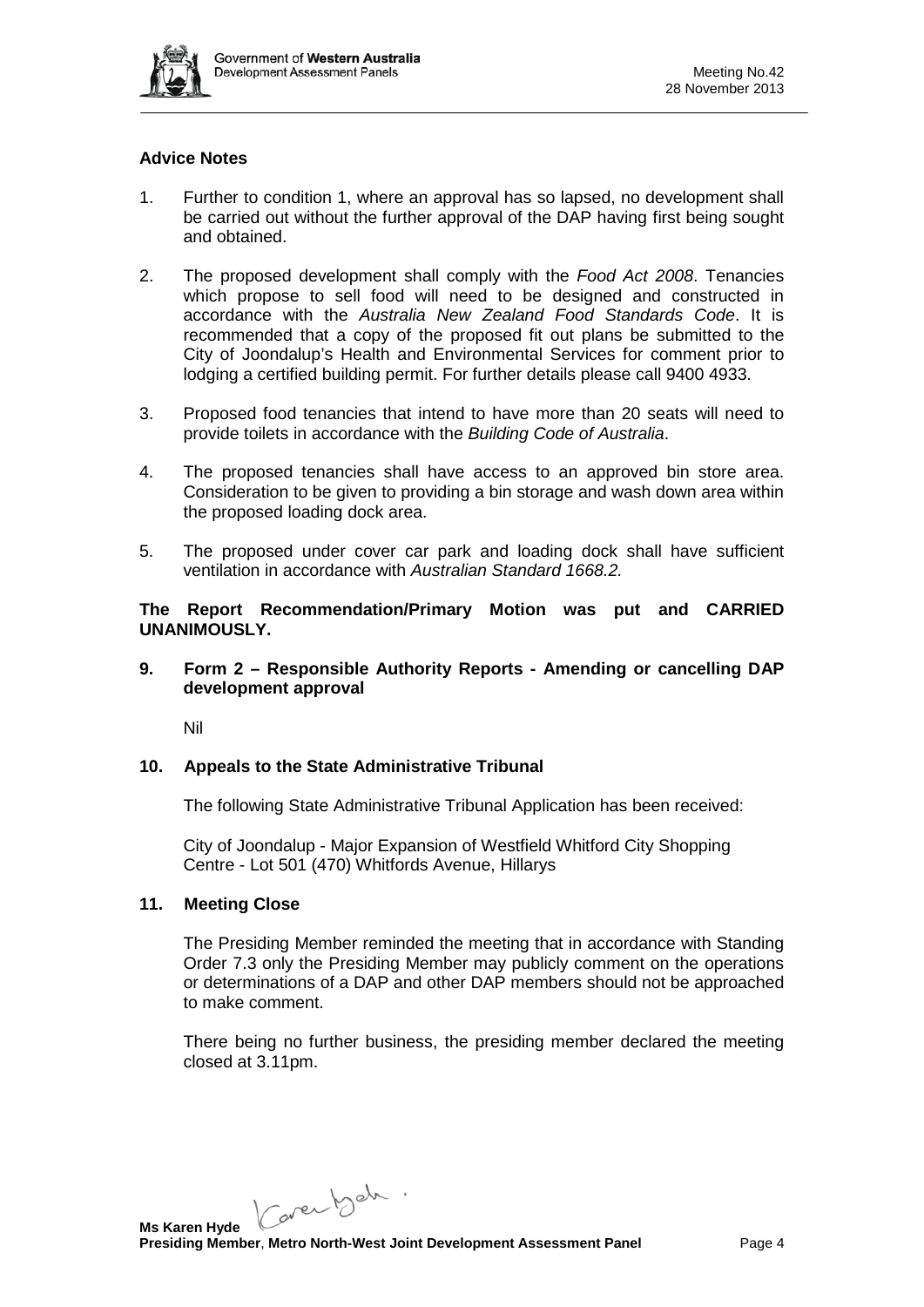### Advice Notes

1. Further to condition 1, where an approval has so lapsed, no development shall be carried out without the further approval of the DAP having first being sought and obtained.

2. The proposed development shall comply with the *Food Act 2008*. Tenancies which propose to sell food will need to be designed and constructed in accordance with the *Australia New Zealand Food Standards Code*. It is recommended that a copy of the proposed fit out plans be submitted to the City of Joondalup's Health and Environmental Services for comment prior to lodging a certified building permit. For further details please call 9400 4933.

3. Proposed food tenancies that intend to have more than 20 seats will need to provide toilets in accordance with the *Building Code of Australia*.

4. The proposed tenancies shall have access to an approved bin store area. Consideration to be given to providing a bin storage and wash down area within the proposed loading dock area.

5. The proposed under cover car park and loading dock shall have sufficient ventilation in accordance with *Australian Standard 1668.2.*

**The Report Recommendation/Primary Motion was put and CARRIED UNANIMOUSLY.**

## 9. Form 2 – Responsible Authority Reports - Amending or cancelling DAP development approval

Nil

## 10. Appeals to the State Administrative Tribunal

The following State Administrative Tribunal Application has been received:

City of Joondalup - Major Expansion of Westfield Whitford City Shopping Centre - Lot 501 (470) Whitfords Avenue, Hillarys

## 11. Meeting Close

The Presiding Member reminded the meeting that in accordance with Standing Order 7.3 only the Presiding Member may publicly comment on the operations or determinations of a DAP and other DAP members should not be approached to make comment.

There being no further business, the presiding member declared the meeting closed at 3.11pm.

**Ms Karen Hyde**
**Presiding Member**, **Metro North-West Joint Development Assessment Panel**